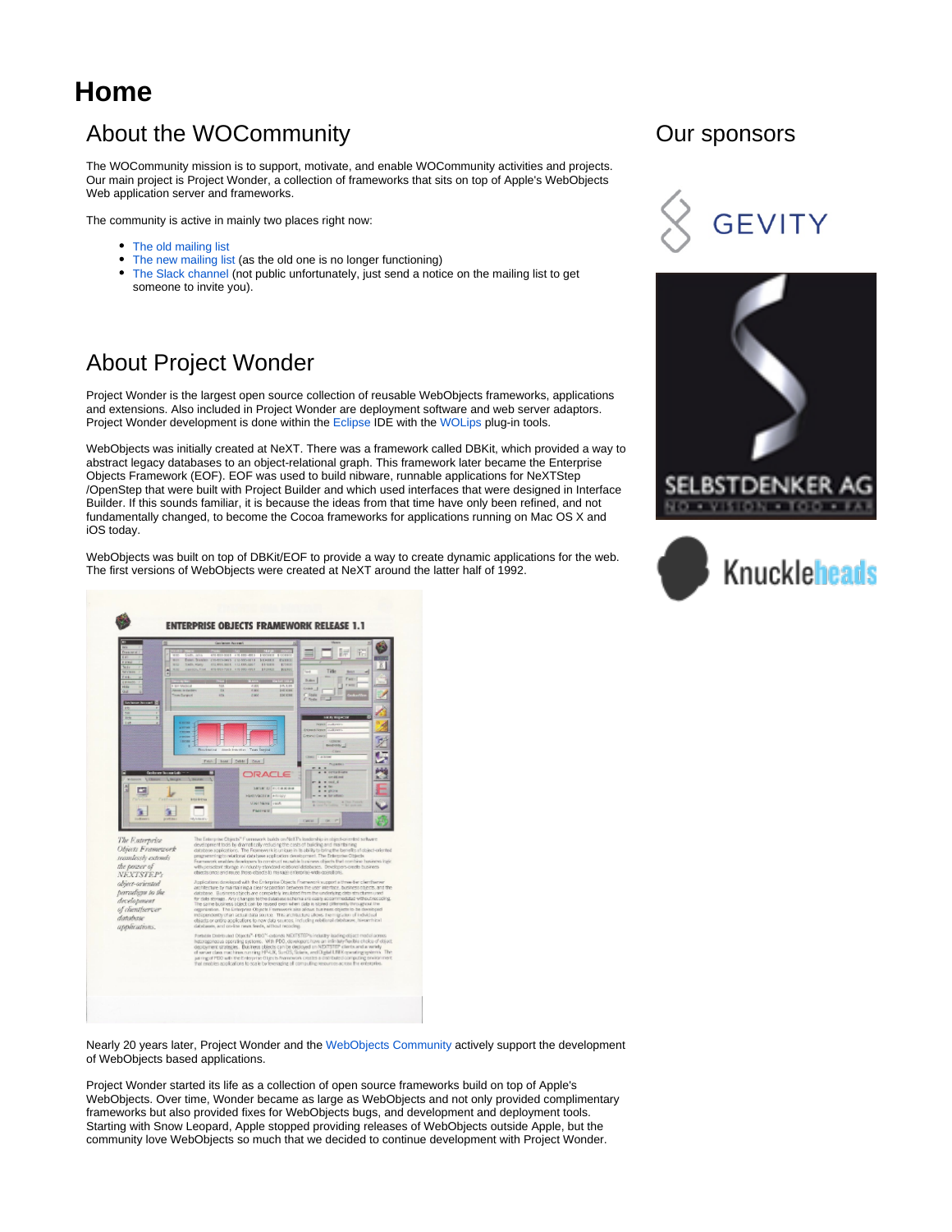# Home

## About the WOCommunity

The WOCommunity mission is to support, motivate, and enable WOCommunity activities and projects. Our main project is Project Wonder, a collection of frameworks that sits on top of Apple's WebObjects Web application server and frameworks.

The community is active in mainly two places right now:

- The old mailing list
- The new mailing list (as the old one is no longer functioning)
- The Slack channel (not public unfortunately, just send a notice on the mailing list to get someone to invite you).

## About Project Wonder

Project Wonder is the largest open source collection of reusable WebObjects frameworks, applications and extensions. Also included in Project Wonder are deployment software and web server adaptors. Project Wonder development is done within the Eclipse IDE with the WOLips plug-in tools.

WebObjects was initially created at NeXT. There was a framework called DBKit, which provided a way to abstract legacy databases to an object-relational graph. This framework later became the Enterprise Objects Framework (EOF). EOF was used to build nibware, runnable applications for NeXTStep /OpenStep that were built with Project Builder and which used interfaces that were designed in Interface Builder. If this sounds familiar, it is because the ideas from that time have only been refined, and not fundamentally changed, to become the Cocoa frameworks for applications running on Mac OS X and iOS today.

WebObjects was built on top of DBKit/EOF to provide a way to create dynamic applications for the web. The first versions of WebObjects were created at NeXT around the latter half of 1992.

Nearly 20 years later, Project Wonder and the WebObjects Community actively support the development of WebObjects based applications.

Project Wonder started its life as a collection of open source frameworks build on top of Apple's WebObjects. Over time, Wonder became as large as WebObjects and not only provided complimentary frameworks but also provided fixes for WebObjects bugs, and development and deployment tools. Starting with Snow Leopard, Apple stopped providing releases of WebObjects outside Apple, but the community love WebObjects so much that we decided to continue development with Project Wonder.

## Our sponsors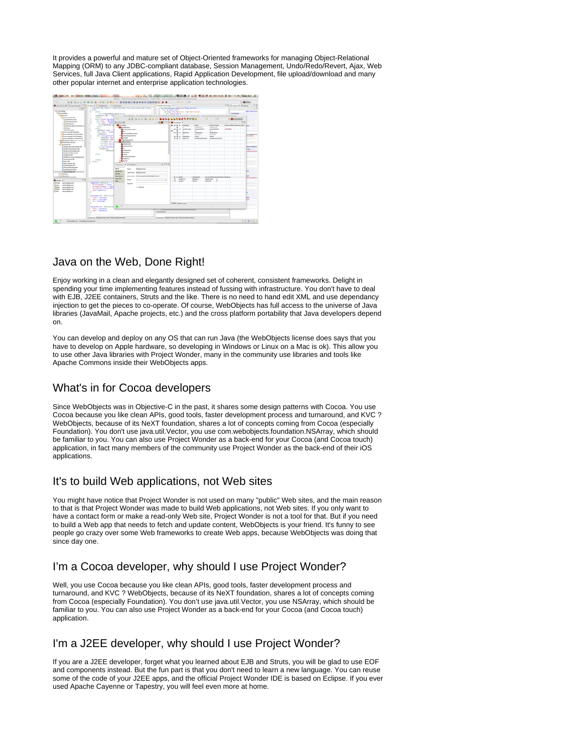It provides a powerful and mature set of Object-Oriented frameworks for managing Object-Relational Mapping (ORM) to any JDBC-compliant database, Session Management, Undo/Redo/Revert, Ajax, Web Services, full Java Client applications, Rapid Application Development, file upload/download and many other popular internet and enterprise application technologies.

## Java on the Web, Done Right!

Enjoy working in a clean and elegantly designed set of coherent, consistent frameworks. Delight in spending your time implementing features instead of fussing with infrastructure. You don't have to deal with EJB, J2EE containers, Struts and the like. There is no need to hand edit XML and use dependancy injection to get the pieces to co-operate. Of course, WebObjects has full access to the universe of Java libraries (JavaMail, Apache projects, etc.) and the cross platform portability that Java developers depend on.

You can develop and deploy on any OS that can run Java (the WebObjects license does says that you have to develop on Apple hardware, so developing in Windows or Linux on a Mac is ok). This allow you to use other Java libraries with Project Wonder, many in the community use libraries and tools like Apache Commons inside their WebObjects apps.

## What's in for Cocoa developers

Since WebObjects was in Objective-C in the past, it shares some design patterns with Cocoa. You use Cocoa because you like clean APIs, good tools, faster development process and turnaround, and KVC ? WebObjects, because of its NeXT foundation, shares a lot of concepts coming from Cocoa (especially Foundation). You don't use java.util.Vector, you use com.webobjects.foundation.NSArray, which should be familiar to you. You can also use Project Wonder as a back-end for your Cocoa (and Cocoa touch) application, in fact many members of the community use Project Wonder as the back-end of their iOS applications.

## It's to build Web applications, not Web sites

You might have notice that Project Wonder is not used on many "public" Web sites, and the main reason to that is that Project Wonder was made to build Web applications, not Web sites. If you only want to have a contact form or make a read-only Web site, Project Wonder is not a tool for that. But if you need to build a Web app that needs to fetch and update content, WebObjects is your friend. It's funny to see people go crazy over some Web frameworks to create Web apps, because WebObjects was doing that since day one.

## I'm a Cocoa developer, why should I use Project Wonder?

Well, you use Cocoa because you like clean APIs, good tools, faster development process and turnaround, and KVC ? WebObjects, because of its NeXT foundation, shares a lot of concepts coming from Cocoa (especially Foundation). You don't use java.util.Vector, you use NSArray, which should be familiar to you. You can also use Project Wonder as a back-end for your Cocoa (and Cocoa touch) application.

## I'm a J2EE developer, why should I use Project Wonder?

If you are a J2EE developer, forget what you learned about EJB and Struts, you will be glad to use EOF and components instead. But the fun part is that you don't need to learn a new language. You can reuse some of the code of your J2EE apps, and the official Project Wonder IDE is based on Eclipse. If you ever used Apache Cayenne or Tapestry, you will feel even more at home.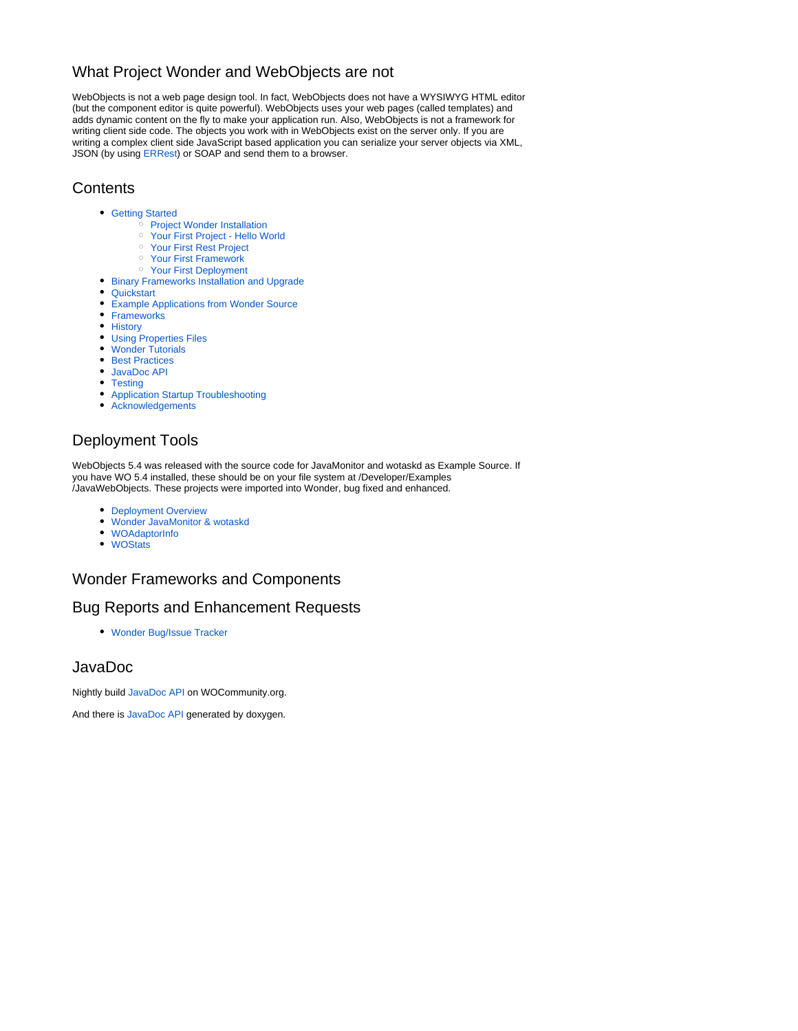## What Project Wonder and WebObjects are not

WebObjects is not a web page design tool. In fact, WebObjects does not have a WYSIWYG HTML editor (but the component editor is quite powerful). WebObjects uses your web pages (called templates) and adds dynamic content on the fly to make your application run. Also, WebObjects is not a framework for writing client side code. The objects you work with in WebObjects exist on the server only. If you are writing a complex client side JavaScript based application you can serialize your server objects via XML, JSON (by using ERRest) or SOAP and send them to a browser.

## Contents

- Getting Started
  - Project Wonder Installation
  - Your First Project - Hello World
  - Your First Rest Project
  - Your First Framework
  - Your First Deployment
- Binary Frameworks Installation and Upgrade
- Quickstart
- Example Applications from Wonder Source
- Frameworks
- History
- Using Properties Files
- Wonder Tutorials
- Best Practices
- JavaDoc API
- Testing
- Application Startup Troubleshooting
- Acknowledgements

## Deployment Tools

WebObjects 5.4 was released with the source code for JavaMonitor and wotaskd as Example Source. If you have WO 5.4 installed, these should be on your file system at /Developer/Examples/JavaWebObjects. These projects were imported into Wonder, bug fixed and enhanced.

- Deployment Overview
- Wonder JavaMonitor & wotaskd
- WOAdaptorInfo
- WOStats

## Wonder Frameworks and Components

## Bug Reports and Enhancement Requests

- Wonder Bug/Issue Tracker

## JavaDoc

Nightly build JavaDoc API on WOCommunity.org.

And there is JavaDoc API generated by doxygen.